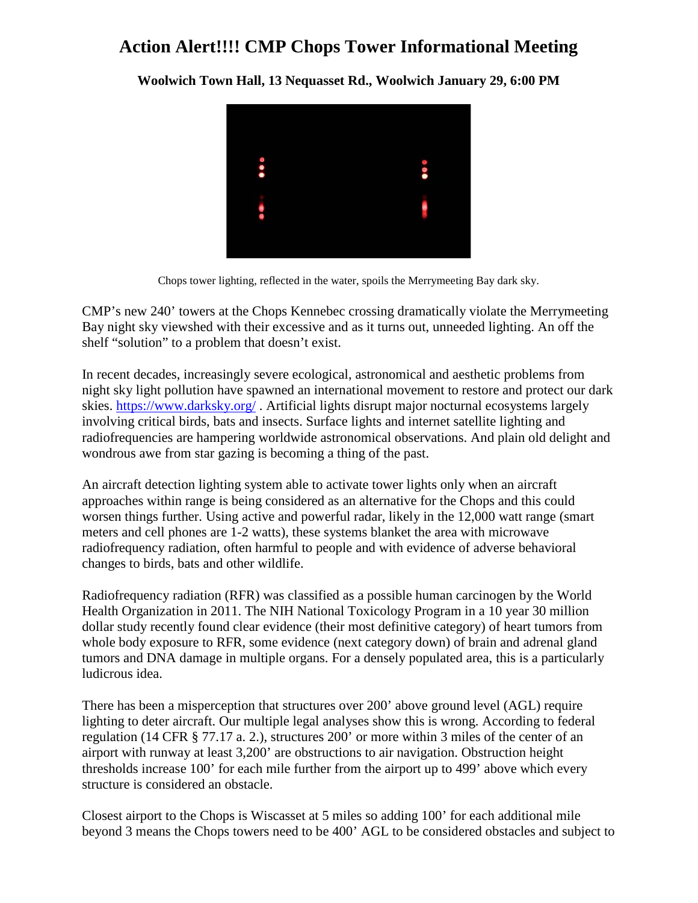# Action Alert!!!! CMP Chops Tower Informational Meeting

**Woolwich Town Hall, 13 Nequasset Rd., Woolwich January 29, 6:00 PM**

Chops tower lighting, reflected in the water, spoils the Merrymeeting Bay dark sky.

CMP's new 240' towers at the Chops Kennebec crossing dramatically violate the Merrymeeting Bay night sky viewshed with their excessive and as it turns out, unneeded lighting. An off the shelf "solution" to a problem that doesn't exist.

In recent decades, increasingly severe ecological, astronomical and aesthetic problems from night sky light pollution have spawned an international movement to restore and protect our dark skies. https://www.darksky.org/ . Artificial lights disrupt major nocturnal ecosystems largely involving critical birds, bats and insects. Surface lights and internet satellite lighting and radiofrequencies are hampering worldwide astronomical observations. And plain old delight and wondrous awe from star gazing is becoming a thing of the past.

An aircraft detection lighting system able to activate tower lights only when an aircraft approaches within range is being considered as an alternative for the Chops and this could worsen things further. Using active and powerful radar, likely in the 12,000 watt range (smart meters and cell phones are 1-2 watts), these systems blanket the area with microwave radiofrequency radiation, often harmful to people and with evidence of adverse behavioral changes to birds, bats and other wildlife.

Radiofrequency radiation (RFR) was classified as a possible human carcinogen by the World Health Organization in 2011. The NIH National Toxicology Program in a 10 year 30 million dollar study recently found clear evidence (their most definitive category) of heart tumors from whole body exposure to RFR, some evidence (next category down) of brain and adrenal gland tumors and DNA damage in multiple organs. For a densely populated area, this is a particularly ludicrous idea.

There has been a misperception that structures over 200' above ground level (AGL) require lighting to deter aircraft. Our multiple legal analyses show this is wrong. According to federal regulation (14 CFR § 77.17 a. 2.), structures 200' or more within 3 miles of the center of an airport with runway at least 3,200' are obstructions to air navigation. Obstruction height thresholds increase 100' for each mile further from the airport up to 499' above which every structure is considered an obstacle.

Closest airport to the Chops is Wiscasset at 5 miles so adding 100' for each additional mile beyond 3 means the Chops towers need to be 400' AGL to be considered obstacles and subject to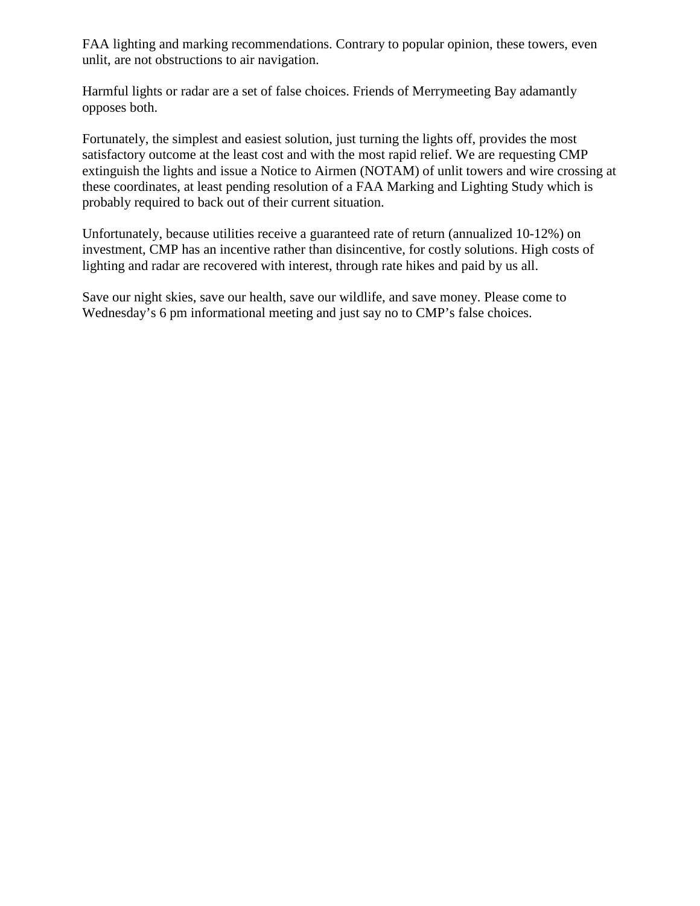FAA lighting and marking recommendations. Contrary to popular opinion, these towers, even unlit, are not obstructions to air navigation.

Harmful lights or radar are a set of false choices. Friends of Merrymeeting Bay adamantly opposes both.

Fortunately, the simplest and easiest solution, just turning the lights off, provides the most satisfactory outcome at the least cost and with the most rapid relief. We are requesting CMP extinguish the lights and issue a Notice to Airmen (NOTAM) of unlit towers and wire crossing at these coordinates, at least pending resolution of a FAA Marking and Lighting Study which is probably required to back out of their current situation.

Unfortunately, because utilities receive a guaranteed rate of return (annualized 10-12%) on investment, CMP has an incentive rather than disincentive, for costly solutions. High costs of lighting and radar are recovered with interest, through rate hikes and paid by us all.

Save our night skies, save our health, save our wildlife, and save money. Please come to Wednesday's 6 pm informational meeting and just say no to CMP's false choices.